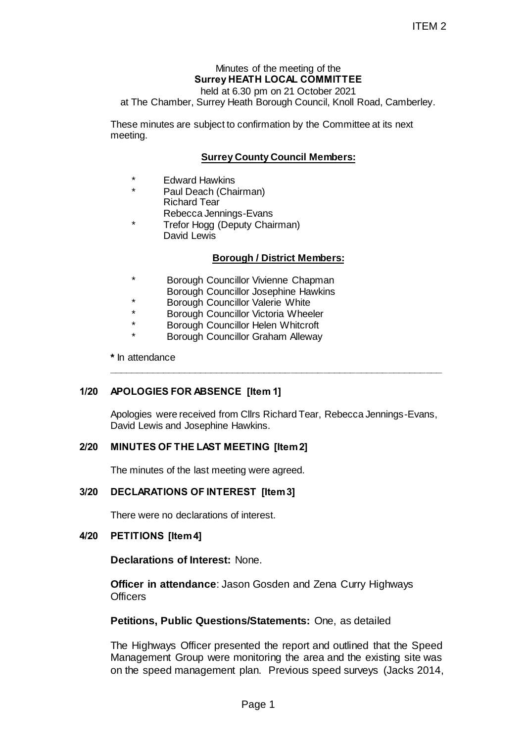ITEM 2

Minutes of the meeting of the
**Surrey HEATH LOCAL COMMITTEE**
held at 6.30 pm on 21 October 2021
at The Chamber, Surrey Heath Borough Council, Knoll Road, Camberley.

These minutes are subject to confirmation by the Committee at its next meeting.

**Surrey County Council Members:**

- \* Edward Hawkins
- \* Paul Deach (Chairman)
- Richard Tear
- Rebecca Jennings-Evans
- \* Trefor Hogg (Deputy Chairman)
- David Lewis

**Borough / District Members:**

- \* Borough Councillor Vivienne Chapman
- Borough Councillor Josephine Hawkins
- \* Borough Councillor Valerie White
- \* Borough Councillor Victoria Wheeler
- \* Borough Councillor Helen Whitcroft
- \* Borough Councillor Graham Alleway

**\*** In attendance

---

**1/20 APOLOGIES FOR ABSENCE [Item 1]**

Apologies were received from Cllrs Richard Tear, Rebecca Jennings-Evans, David Lewis and Josephine Hawkins.

**2/20 MINUTES OF THE LAST MEETING [Item 2]**

The minutes of the last meeting were agreed.

**3/20 DECLARATIONS OF INTEREST [Item 3]**

There were no declarations of interest.

**4/20 PETITIONS [Item 4]**

**Declarations of Interest:** None.

**Officer in attendance**: Jason Gosden and Zena Curry Highways Officers

**Petitions, Public Questions/Statements:** One, as detailed

The Highways Officer presented the report and outlined that the Speed Management Group were monitoring the area and the existing site was on the speed management plan. Previous speed surveys (Jacks 2014,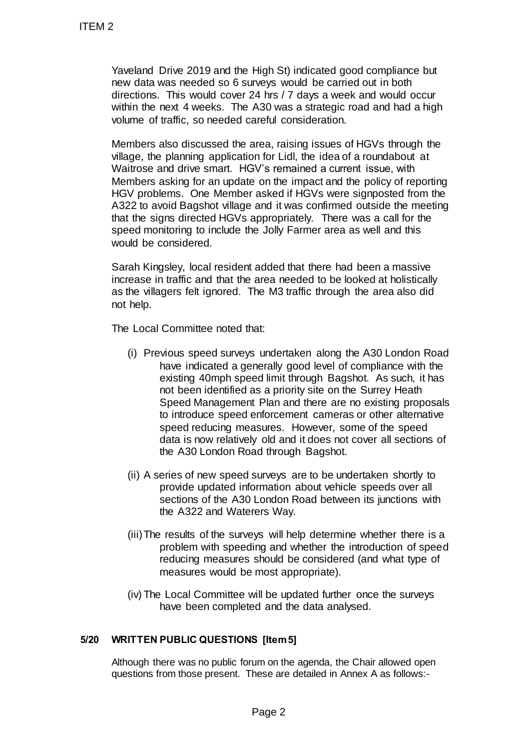Yaveland Drive 2019 and the High St) indicated good compliance but new data was needed so 6 surveys would be carried out in both directions. This would cover 24 hrs / 7 days a week and would occur within the next 4 weeks. The A30 was a strategic road and had a high volume of traffic, so needed careful consideration.

Members also discussed the area, raising issues of HGVs through the village, the planning application for Lidl, the idea of a roundabout at Waitrose and drive smart. HGV's remained a current issue, with Members asking for an update on the impact and the policy of reporting HGV problems. One Member asked if HGVs were signposted from the A322 to avoid Bagshot village and it was confirmed outside the meeting that the signs directed HGVs appropriately. There was a call for the speed monitoring to include the Jolly Farmer area as well and this would be considered.

Sarah Kingsley, local resident added that there had been a massive increase in traffic and that the area needed to be looked at holistically as the villagers felt ignored. The M3 traffic through the area also did not help.

The Local Committee noted that:

(i) Previous speed surveys undertaken along the A30 London Road have indicated a generally good level of compliance with the existing 40mph speed limit through Bagshot. As such, it has not been identified as a priority site on the Surrey Heath Speed Management Plan and there are no existing proposals to introduce speed enforcement cameras or other alternative speed reducing measures. However, some of the speed data is now relatively old and it does not cover all sections of the A30 London Road through Bagshot.

(ii) A series of new speed surveys are to be undertaken shortly to provide updated information about vehicle speeds over all sections of the A30 London Road between its junctions with the A322 and Waterers Way.

(iii) The results of the surveys will help determine whether there is a problem with speeding and whether the introduction of speed reducing measures should be considered (and what type of measures would be most appropriate).

(iv) The Local Committee will be updated further once the surveys have been completed and the data analysed.

## 5/20 WRITTEN PUBLIC QUESTIONS [Item 5]

Although there was no public forum on the agenda, the Chair allowed open questions from those present. These are detailed in Annex A as follows:-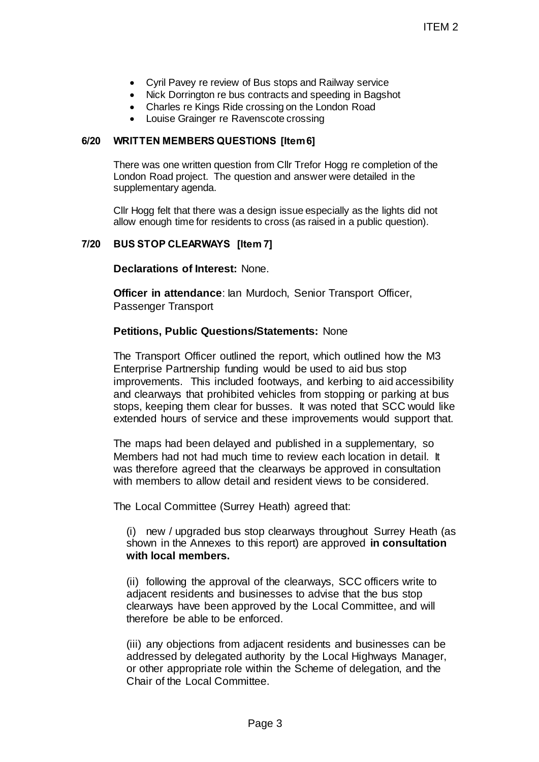- Cyril Pavey re review of Bus stops and Railway service
- Nick Dorrington re bus contracts and speeding in Bagshot
- Charles re Kings Ride crossing on the London Road
- Louise Grainger re Ravenscote crossing

**6/20 WRITTEN MEMBERS QUESTIONS [Item 6]**

There was one written question from Cllr Trefor Hogg re completion of the London Road project. The question and answer were detailed in the supplementary agenda.

Cllr Hogg felt that there was a design issue especially as the lights did not allow enough time for residents to cross (as raised in a public question).

**7/20 BUS STOP CLEARWAYS [Item 7]**

**Declarations of Interest:** None.

**Officer in attendance**: Ian Murdoch, Senior Transport Officer, Passenger Transport

**Petitions, Public Questions/Statements:** None

The Transport Officer outlined the report, which outlined how the M3 Enterprise Partnership funding would be used to aid bus stop improvements. This included footways, and kerbing to aid accessibility and clearways that prohibited vehicles from stopping or parking at bus stops, keeping them clear for busses. It was noted that SCC would like extended hours of service and these improvements would support that.

The maps had been delayed and published in a supplementary, so Members had not had much time to review each location in detail. It was therefore agreed that the clearways be approved in consultation with members to allow detail and resident views to be considered.

The Local Committee (Surrey Heath) agreed that:

(i) new / upgraded bus stop clearways throughout Surrey Heath (as shown in the Annexes to this report) are approved **in consultation with local members.**

(ii) following the approval of the clearways, SCC officers write to adjacent residents and businesses to advise that the bus stop clearways have been approved by the Local Committee, and will therefore be able to be enforced.

(iii) any objections from adjacent residents and businesses can be addressed by delegated authority by the Local Highways Manager, or other appropriate role within the Scheme of delegation, and the Chair of the Local Committee.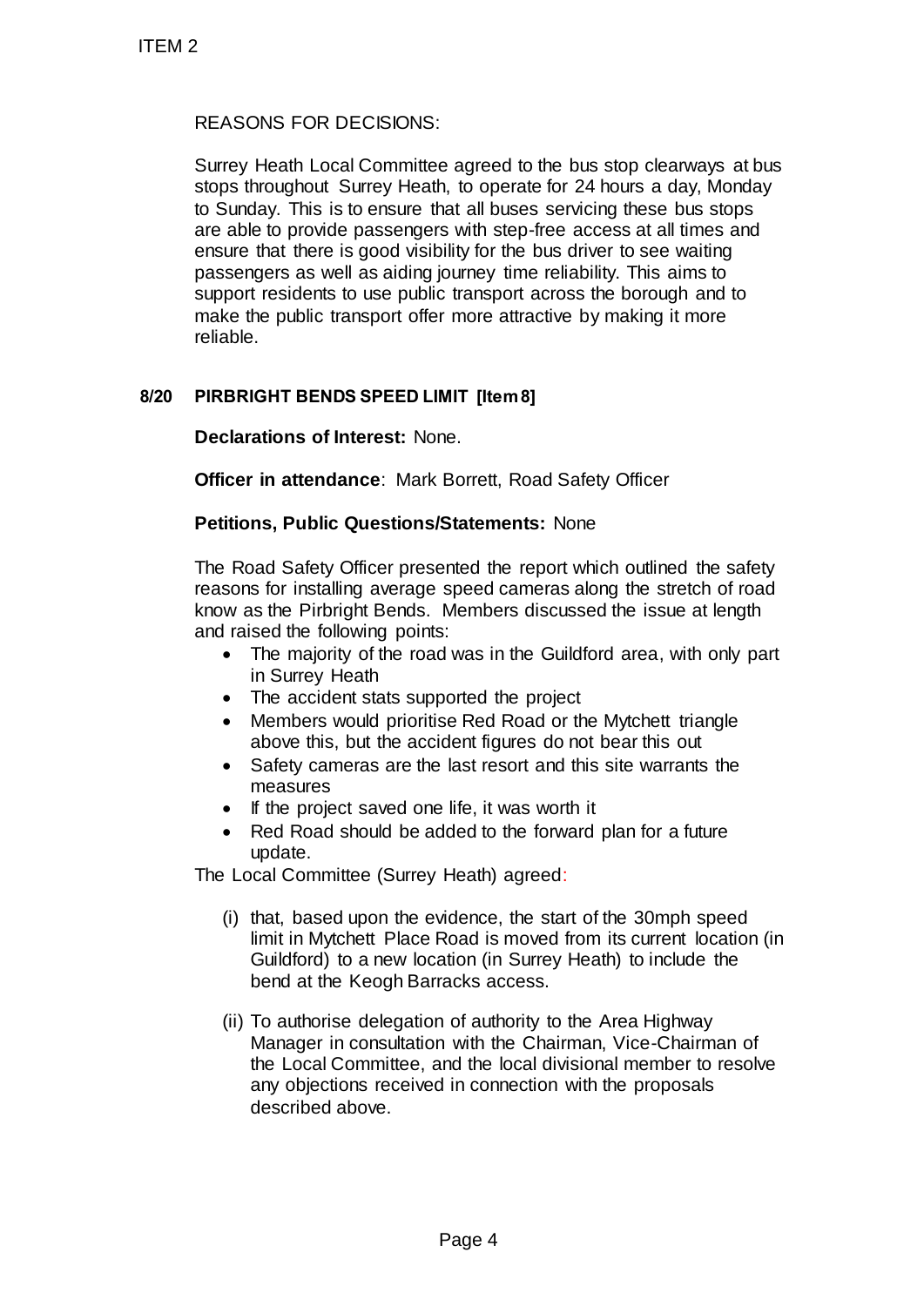REASONS FOR DECISIONS:

Surrey Heath Local Committee agreed to the bus stop clearways at bus stops throughout Surrey Heath, to operate for 24 hours a day, Monday to Sunday. This is to ensure that all buses servicing these bus stops are able to provide passengers with step-free access at all times and ensure that there is good visibility for the bus driver to see waiting passengers as well as aiding journey time reliability. This aims to support residents to use public transport across the borough and to make the public transport offer more attractive by making it more reliable.

**8/20 PIRBRIGHT BENDS SPEED LIMIT [Item 8]**

**Declarations of Interest:** None.

**Officer in attendance**: Mark Borrett, Road Safety Officer

**Petitions, Public Questions/Statements:** None

The Road Safety Officer presented the report which outlined the safety reasons for installing average speed cameras along the stretch of road know as the Pirbright Bends. Members discussed the issue at length and raised the following points:

- The majority of the road was in the Guildford area, with only part in Surrey Heath
- The accident stats supported the project
- Members would prioritise Red Road or the Mytchett triangle above this, but the accident figures do not bear this out
- Safety cameras are the last resort and this site warrants the measures
- If the project saved one life, it was worth it
- Red Road should be added to the forward plan for a future update.

The Local Committee (Surrey Heath) agreed:

(i) that, based upon the evidence, the start of the 30mph speed limit in Mytchett Place Road is moved from its current location (in Guildford) to a new location (in Surrey Heath) to include the bend at the Keogh Barracks access.

(ii) To authorise delegation of authority to the Area Highway Manager in consultation with the Chairman, Vice-Chairman of the Local Committee, and the local divisional member to resolve any objections received in connection with the proposals described above.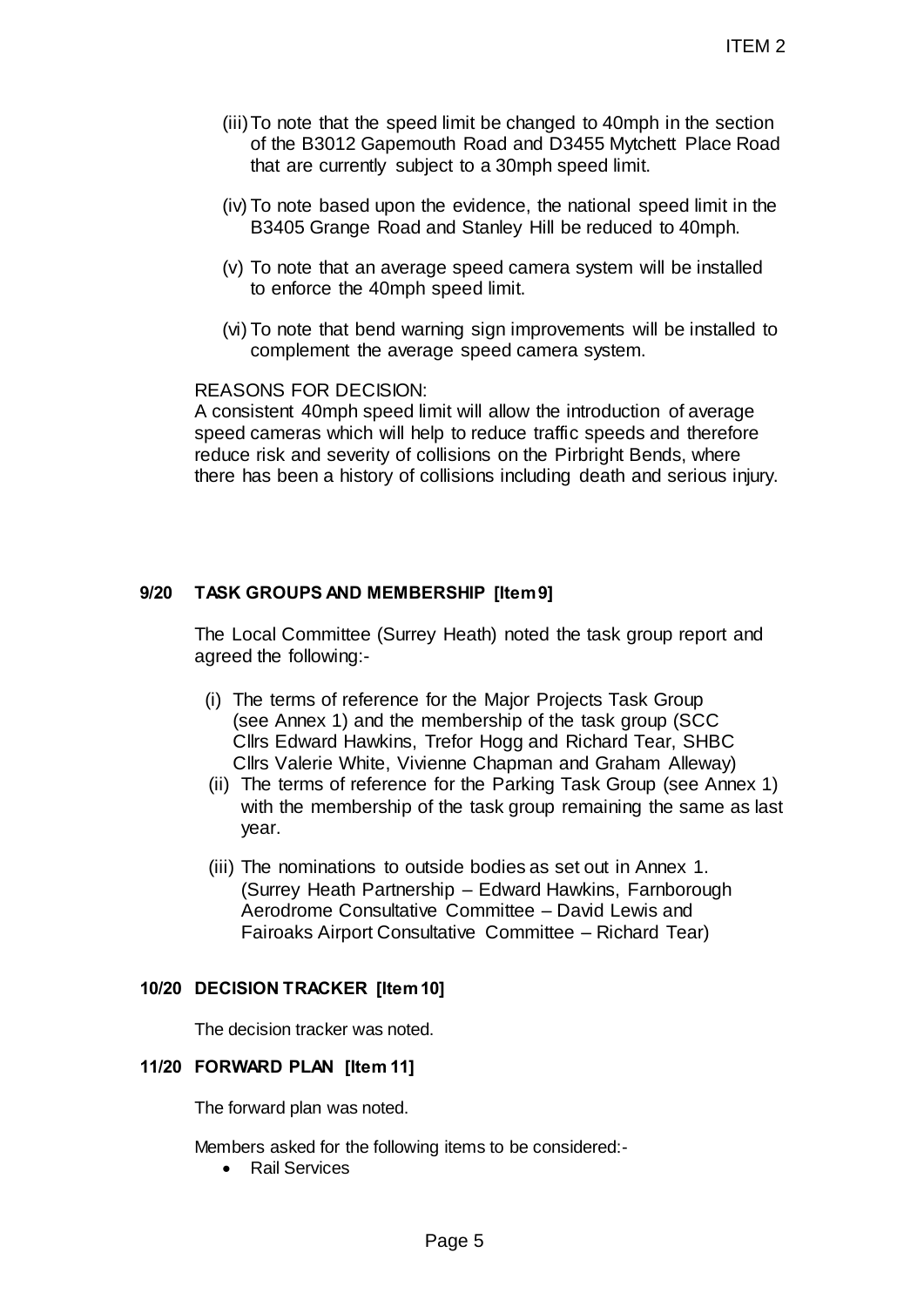(iii) To note that the speed limit be changed to 40mph in the section of the B3012 Gapemouth Road and D3455 Mytchett Place Road that are currently subject to a 30mph speed limit.

(iv) To note based upon the evidence, the national speed limit in the B3405 Grange Road and Stanley Hill be reduced to 40mph.

(v) To note that an average speed camera system will be installed to enforce the 40mph speed limit.

(vi) To note that bend warning sign improvements will be installed to complement the average speed camera system.

REASONS FOR DECISION:
A consistent 40mph speed limit will allow the introduction of average speed cameras which will help to reduce traffic speeds and therefore reduce risk and severity of collisions on the Pirbright Bends, where there has been a history of collisions including death and serious injury.

**9/20 TASK GROUPS AND MEMBERSHIP [Item 9]**

The Local Committee (Surrey Heath) noted the task group report and agreed the following:-

(i) The terms of reference for the Major Projects Task Group (see Annex 1) and the membership of the task group (SCC Cllrs Edward Hawkins, Trefor Hogg and Richard Tear, SHBC Cllrs Valerie White, Vivienne Chapman and Graham Alleway)

(ii) The terms of reference for the Parking Task Group (see Annex 1) with the membership of the task group remaining the same as last year.

(iii) The nominations to outside bodies as set out in Annex 1. (Surrey Heath Partnership – Edward Hawkins, Farnborough Aerodrome Consultative Committee – David Lewis and Fairoaks Airport Consultative Committee – Richard Tear)

**10/20 DECISION TRACKER [Item 10]**

The decision tracker was noted.

**11/20 FORWARD PLAN [Item 11]**

The forward plan was noted.

Members asked for the following items to be considered:-

- Rail Services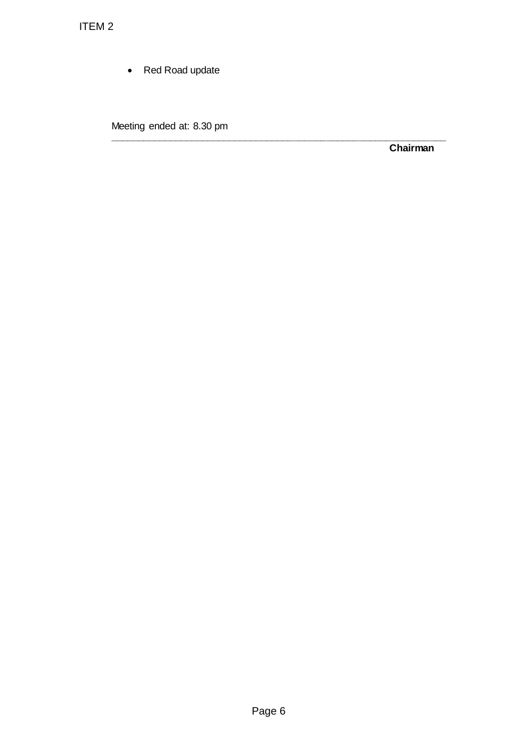- Red Road update

Meeting ended at: 8.30 pm

_______________________________________________

**Chairman**